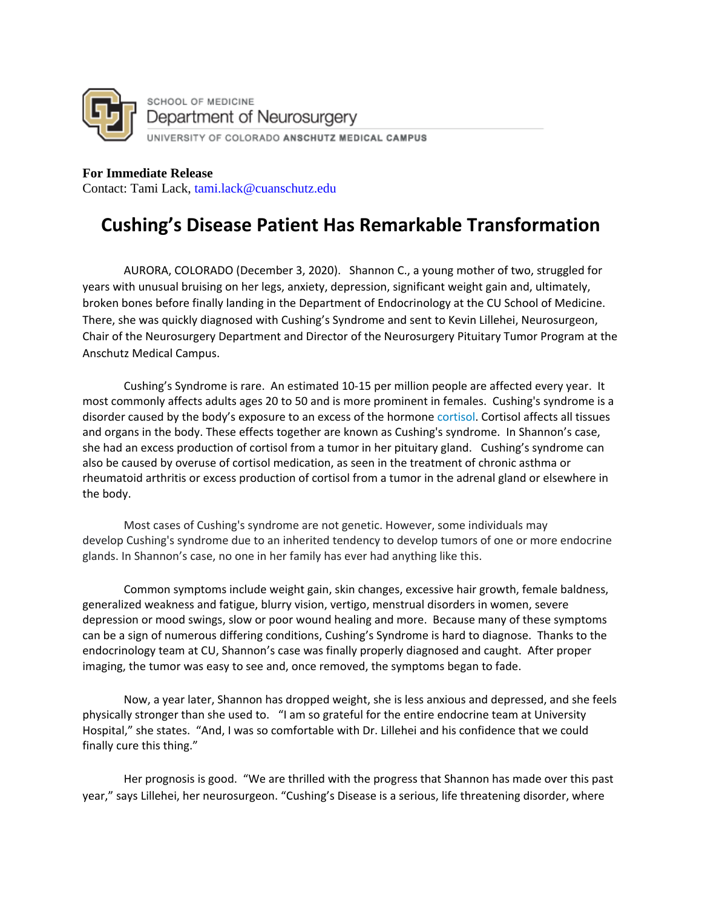SCHOOL OF MEDICINE
Department of Neurosurgery
UNIVERSITY OF COLORADO **ANSCHUTZ MEDICAL CAMPUS**

**For Immediate Release**
Contact: Tami Lack, tami.lack@cuanschutz.edu

# Cushing's Disease Patient Has Remarkable Transformation

AURORA, COLORADO (December 3, 2020). Shannon C., a young mother of two, struggled for years with unusual bruising on her legs, anxiety, depression, significant weight gain and, ultimately, broken bones before finally landing in the Department of Endocrinology at the CU School of Medicine. There, she was quickly diagnosed with Cushing's Syndrome and sent to Kevin Lillehei, Neurosurgeon, Chair of the Neurosurgery Department and Director of the Neurosurgery Pituitary Tumor Program at the Anschutz Medical Campus.

Cushing's Syndrome is rare. An estimated 10-15 per million people are affected every year. It most commonly affects adults ages 20 to 50 and is more prominent in females. Cushing's syndrome is a disorder caused by the body's exposure to an excess of the hormone cortisol. Cortisol affects all tissues and organs in the body. These effects together are known as Cushing's syndrome. In Shannon's case, she had an excess production of cortisol from a tumor in her pituitary gland. Cushing's syndrome can also be caused by overuse of cortisol medication, as seen in the treatment of chronic asthma or rheumatoid arthritis or excess production of cortisol from a tumor in the adrenal gland or elsewhere in the body.

Most cases of Cushing's syndrome are not genetic. However, some individuals may develop Cushing's syndrome due to an inherited tendency to develop tumors of one or more endocrine glands. In Shannon's case, no one in her family has ever had anything like this.

Common symptoms include weight gain, skin changes, excessive hair growth, female baldness, generalized weakness and fatigue, blurry vision, vertigo, menstrual disorders in women, severe depression or mood swings, slow or poor wound healing and more. Because many of these symptoms can be a sign of numerous differing conditions, Cushing's Syndrome is hard to diagnose. Thanks to the endocrinology team at CU, Shannon's case was finally properly diagnosed and caught. After proper imaging, the tumor was easy to see and, once removed, the symptoms began to fade.

Now, a year later, Shannon has dropped weight, she is less anxious and depressed, and she feels physically stronger than she used to. "I am so grateful for the entire endocrine team at University Hospital," she states. "And, I was so comfortable with Dr. Lillehei and his confidence that we could finally cure this thing."

Her prognosis is good. "We are thrilled with the progress that Shannon has made over this past year," says Lillehei, her neurosurgeon. "Cushing's Disease is a serious, life threatening disorder, where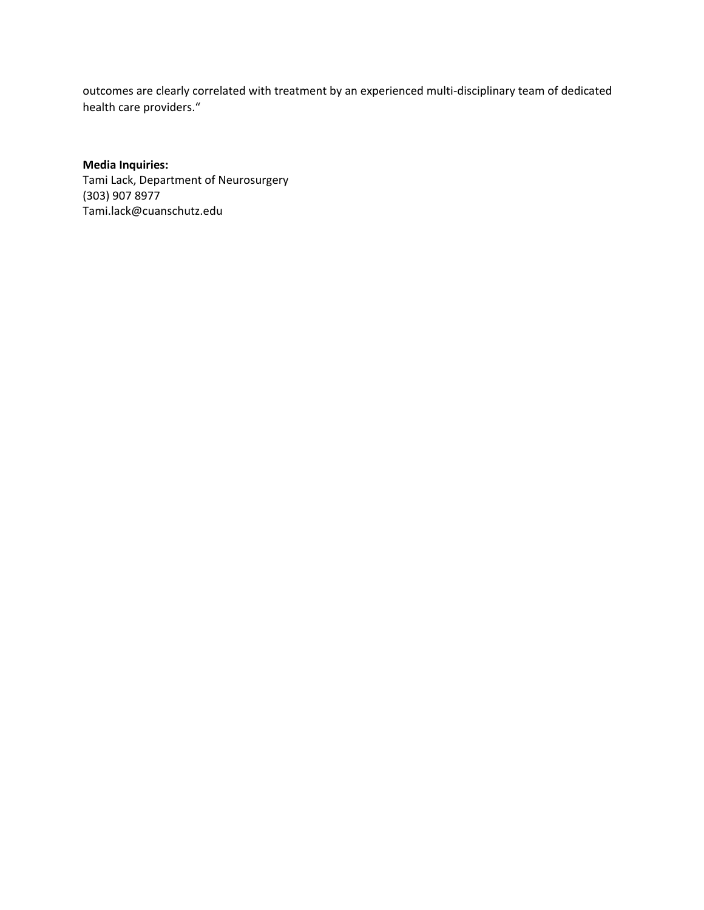outcomes are clearly correlated with treatment by an experienced multi-disciplinary team of dedicated health care providers."

**Media Inquiries:**
Tami Lack, Department of Neurosurgery
(303) 907 8977
Tami.lack@cuanschutz.edu